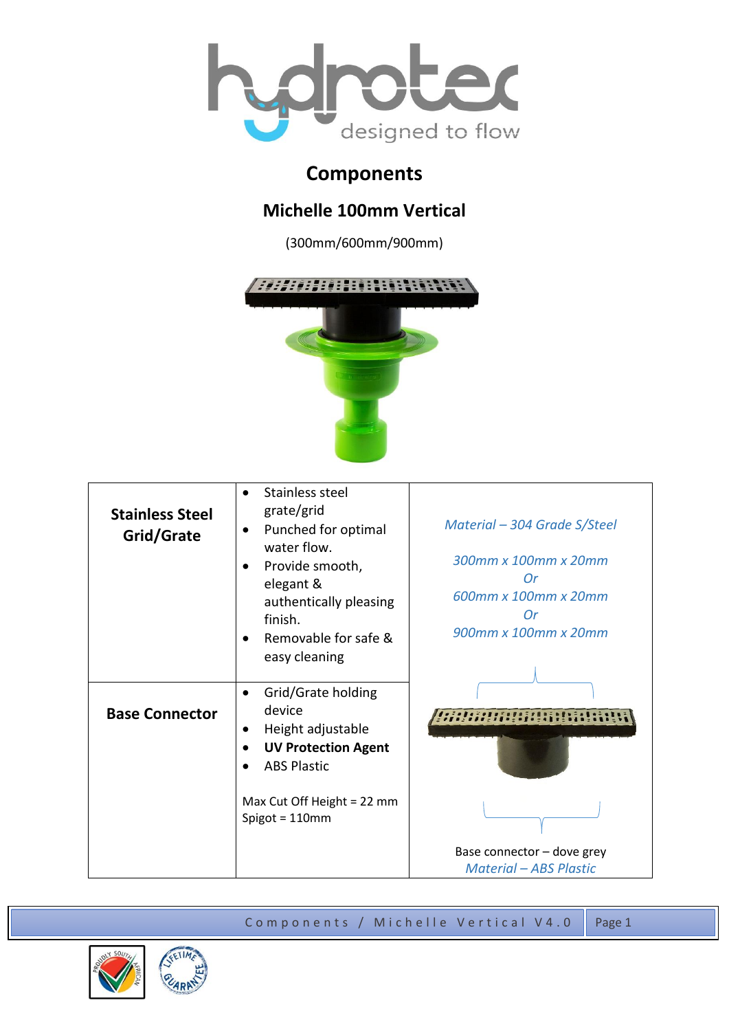# Components

## Michelle 100mm Vertical

(300mm/600mm/900mm)

| | | |
|---|---|---|
| **Stainless Steel Grid/Grate** | • Stainless steel grate/grid<br>• Punched for optimal water flow.<br>• Provide smooth, elegant & authentically pleasing finish.<br>• Removable for safe & easy cleaning | *Material – 304 Grade S/Steel*<br><br>*300mm x 100mm x 20mm*<br>*Or*<br>*600mm x 100mm x 20mm*<br>*Or*<br>*900mm x 100mm x 20mm* |
| **Base Connector** | • Grid/Grate holding device<br>• Height adjustable<br>• **UV Protection Agent**<br>• ABS Plastic<br><br>Max Cut Off Height = 22 mm<br>Spigot = 110mm | Base connector – dove grey<br>*Material – ABS Plastic* |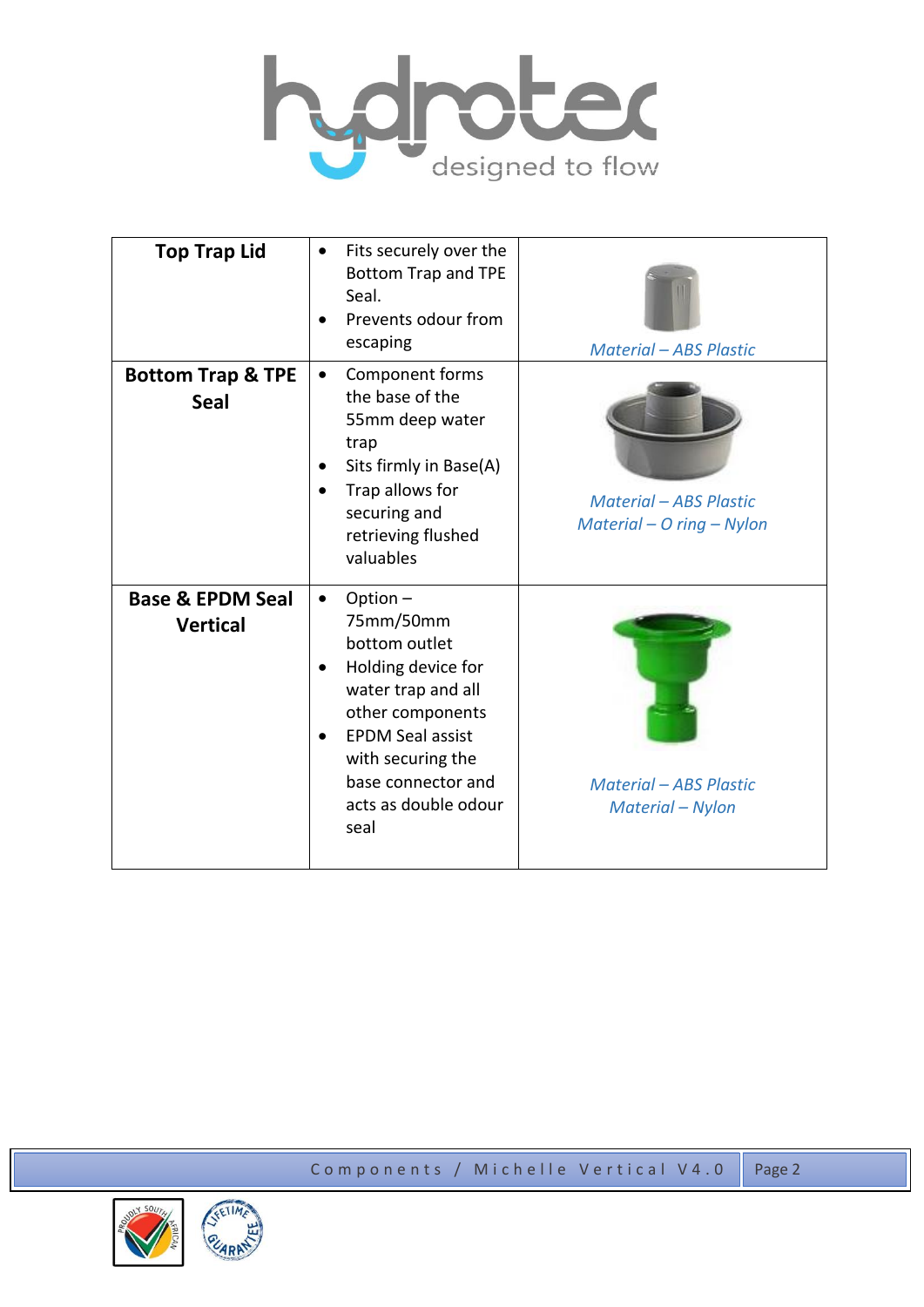| | | |
|---|---|---|
| **Top Trap Lid** | • Fits securely over the Bottom Trap and TPE Seal.<br>• Prevents odour from escaping | *Material – ABS Plastic* |
| **Bottom Trap & TPE Seal** | • Component forms the base of the 55mm deep water trap<br>• Sits firmly in Base(A)<br>• Trap allows for securing and retrieving flushed valuables | *Material – ABS Plastic*<br>*Material – O ring – Nylon* |
| **Base & EPDM Seal Vertical** | • Option – 75mm/50mm bottom outlet<br>• Holding device for water trap and all other components<br>• EPDM Seal assist with securing the base connector and acts as double odour seal | *Material – ABS Plastic*<br>*Material – Nylon* |